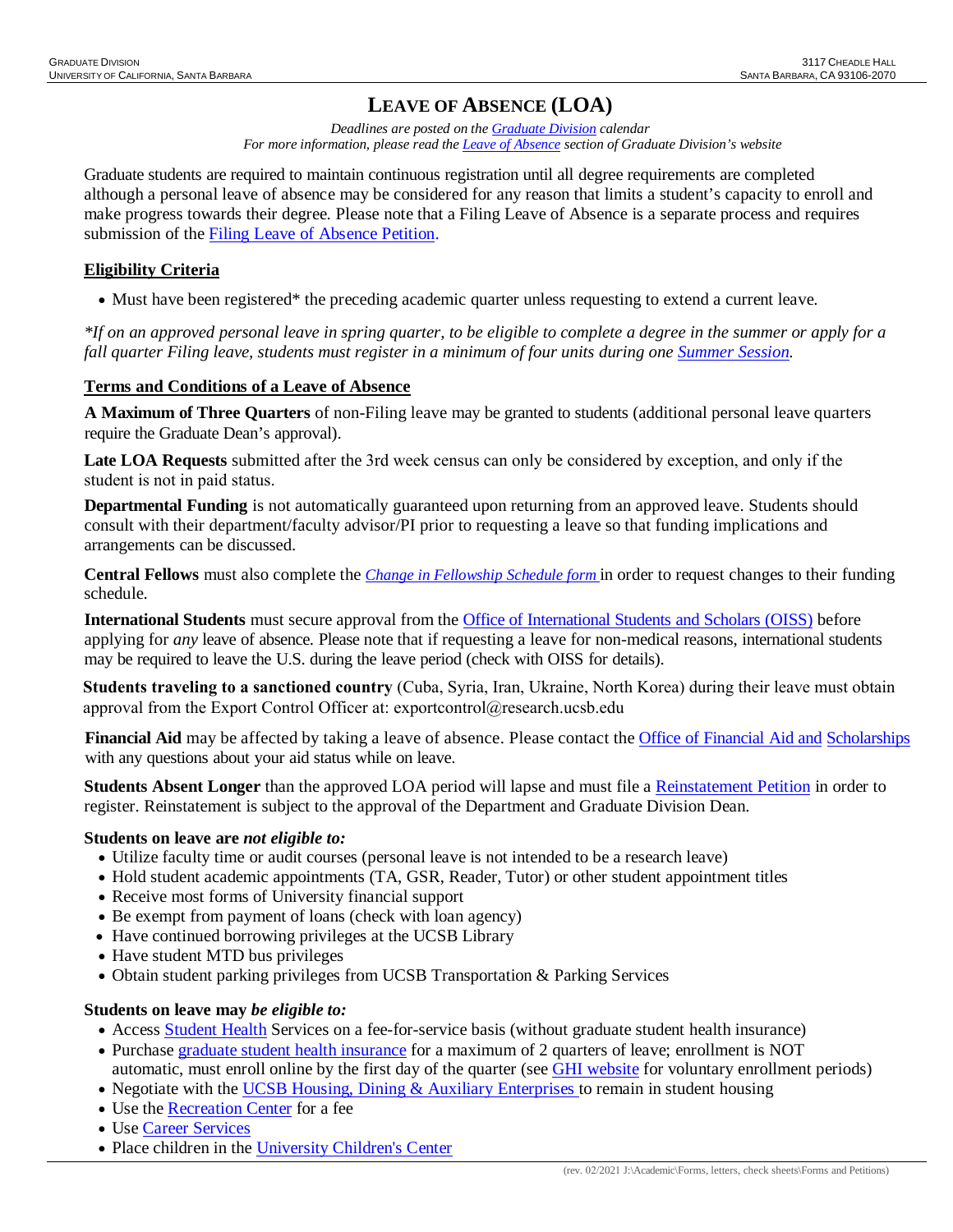# LEAVE OF ABSENCE (LOA)

*Deadlines are posted on the Graduate Division calendar*
*For more information, please read the Leave of Absence section of Graduate Division's website*

Graduate students are required to maintain continuous registration until all degree requirements are completed although a personal leave of absence may be considered for any reason that limits a student's capacity to enroll and make progress towards their degree. Please note that a Filing Leave of Absence is a separate process and requires submission of the Filing Leave of Absence Petition.

## Eligibility Criteria

- Must have been registered* the preceding academic quarter unless requesting to extend a current leave.

*\*If on an approved personal leave in spring quarter, to be eligible to complete a degree in the summer or apply for a fall quarter Filing leave, students must register in a minimum of four units during one Summer Session.*

## Terms and Conditions of a Leave of Absence

**A Maximum of Three Quarters** of non-Filing leave may be granted to students (additional personal leave quarters require the Graduate Dean's approval).

**Late LOA Requests** submitted after the 3rd week census can only be considered by exception, and only if the student is not in paid status.

**Departmental Funding** is not automatically guaranteed upon returning from an approved leave. Students should consult with their department/faculty advisor/PI prior to requesting a leave so that funding implications and arrangements can be discussed.

**Central Fellows** must also complete the *Change in Fellowship Schedule form* in order to request changes to their funding schedule.

**International Students** must secure approval from the Office of International Students and Scholars (OISS) before applying for *any* leave of absence. Please note that if requesting a leave for non-medical reasons, international students may be required to leave the U.S. during the leave period (check with OISS for details).

**Students traveling to a sanctioned country** (Cuba, Syria, Iran, Ukraine, North Korea) during their leave must obtain approval from the Export Control Officer at: exportcontrol@research.ucsb.edu

**Financial Aid** may be affected by taking a leave of absence. Please contact the Office of Financial Aid and Scholarships with any questions about your aid status while on leave.

**Students Absent Longer** than the approved LOA period will lapse and must file a Reinstatement Petition in order to register. Reinstatement is subject to the approval of the Department and Graduate Division Dean.

### Students on leave are *not eligible to:*

- Utilize faculty time or audit courses (personal leave is not intended to be a research leave)
- Hold student academic appointments (TA, GSR, Reader, Tutor) or other student appointment titles
- Receive most forms of University financial support
- Be exempt from payment of loans (check with loan agency)
- Have continued borrowing privileges at the UCSB Library
- Have student MTD bus privileges
- Obtain student parking privileges from UCSB Transportation & Parking Services

### Students on leave may *be eligible to:*

- Access Student Health Services on a fee-for-service basis (without graduate student health insurance)
- Purchase graduate student health insurance for a maximum of 2 quarters of leave; enrollment is NOT automatic, must enroll online by the first day of the quarter (see GHI website for voluntary enrollment periods)
- Negotiate with the UCSB Housing, Dining & Auxiliary Enterprises to remain in student housing
- Use the Recreation Center for a fee
- Use Career Services
- Place children in the University Children's Center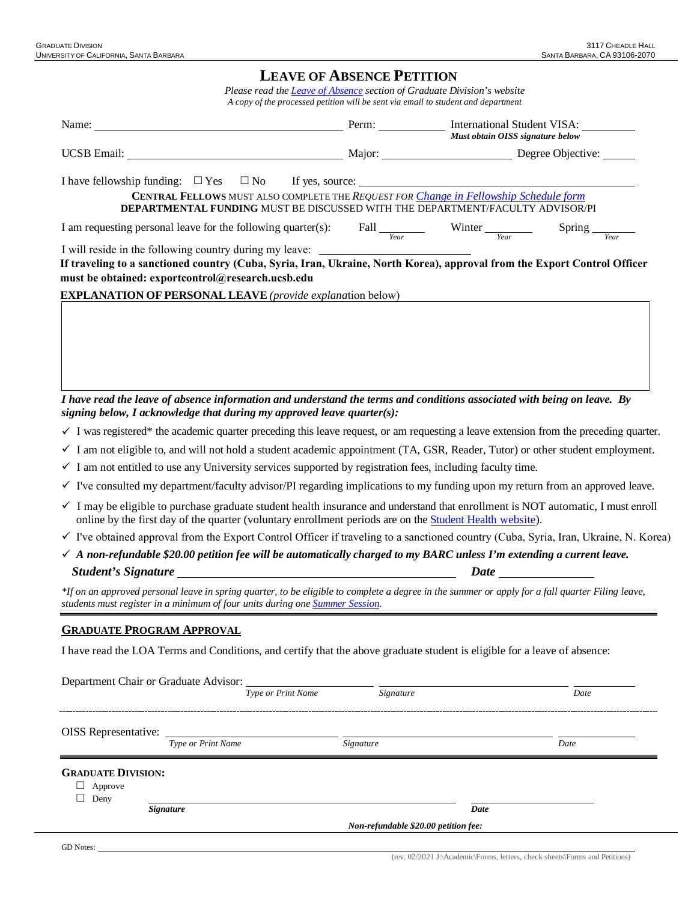GRADUATE DIVISION
UNIVERSITY OF CALIFORNIA, SANTA BARBARA

3117 CHEADLE HALL
SANTA BARBARA, CA 93106-2070

# LEAVE OF ABSENCE PETITION

*Please read the Leave of Absence section of Graduate Division's website*
*A copy of the processed petition will be sent via email to student and department*

Name: ______________________ Perm: __________ International Student VISA: __________
*Must obtain OISS signature below*

UCSB Email: ______________________ Major: ______________ Degree Objective: ______

I have fellowship funding: ☐ Yes ☐ No If yes, source: ______________________

**CENTRAL FELLOWS** MUST ALSO COMPLETE THE *REQUEST FOR* Change in Fellowship Schedule form
**DEPARTMENTAL FUNDING** MUST BE DISCUSSED WITH THE DEPARTMENT/FACULTY ADVISOR/PI

I am requesting personal leave for the following quarter(s): Fall ______ *Year* Winter ______ *Year* Spring ______ *Year*

I will reside in the following country during my leave: ______________________

**If traveling to a sanctioned country (Cuba, Syria, Iran, Ukraine, North Korea), approval from the Export Control Officer must be obtained: exportcontrol@research.ucsb.edu**

**EXPLANATION OF PERSONAL LEAVE** *(provide explana*tion below)

***I have read the leave of absence information and understand the terms and conditions associated with being on leave. By signing below, I acknowledge that during my approved leave quarter(s):***

- ✓ I was registered* the academic quarter preceding this leave request, or am requesting a leave extension from the preceding quarter.
- ✓ I am not eligible to, and will not hold a student academic appointment (TA, GSR, Reader, Tutor) or other student employment.
- ✓ I am not entitled to use any University services supported by registration fees, including faculty time.
- ✓ I've consulted my department/faculty advisor/PI regarding implications to my funding upon my return from an approved leave.
- ✓ I may be eligible to purchase graduate student health insurance and understand that enrollment is NOT automatic, I must enroll online by the first day of the quarter (voluntary enrollment periods are on the Student Health website).
- ✓ I've obtained approval from the Export Control Officer if traveling to a sanctioned country (Cuba, Syria, Iran, Ukraine, N. Korea)
- ✓ ***A non-refundable $20.00 petition fee will be automatically charged to my BARC unless I'm extending a current leave.***

***Student's Signature*** ______________________ ***Date*** __________

*\*If on an approved personal leave in spring quarter, to be eligible to complete a degree in the summer or apply for a fall quarter Filing leave, students must register in a minimum of four units during one Summer Session.*

## GRADUATE PROGRAM APPROVAL

I have read the LOA Terms and Conditions, and certify that the above graduate student is eligible for a leave of absence:

Department Chair or Graduate Advisor: ______________ *Type or Print Name* ______________ *Signature* __________ *Date*

OISS Representative: ______________ *Type or Print Name* ______________ *Signature* __________ *Date*

**GRADUATE DIVISION:**

☐ Approve
☐ Deny

______________________ ***Signature*** __________ ***Date***

***Non-refundable $20.00 petition fee:***

GD Notes: ______________________

(rev. 02/2021 J:\Academic\Forms, letters, check sheets\Forms and Petitions)